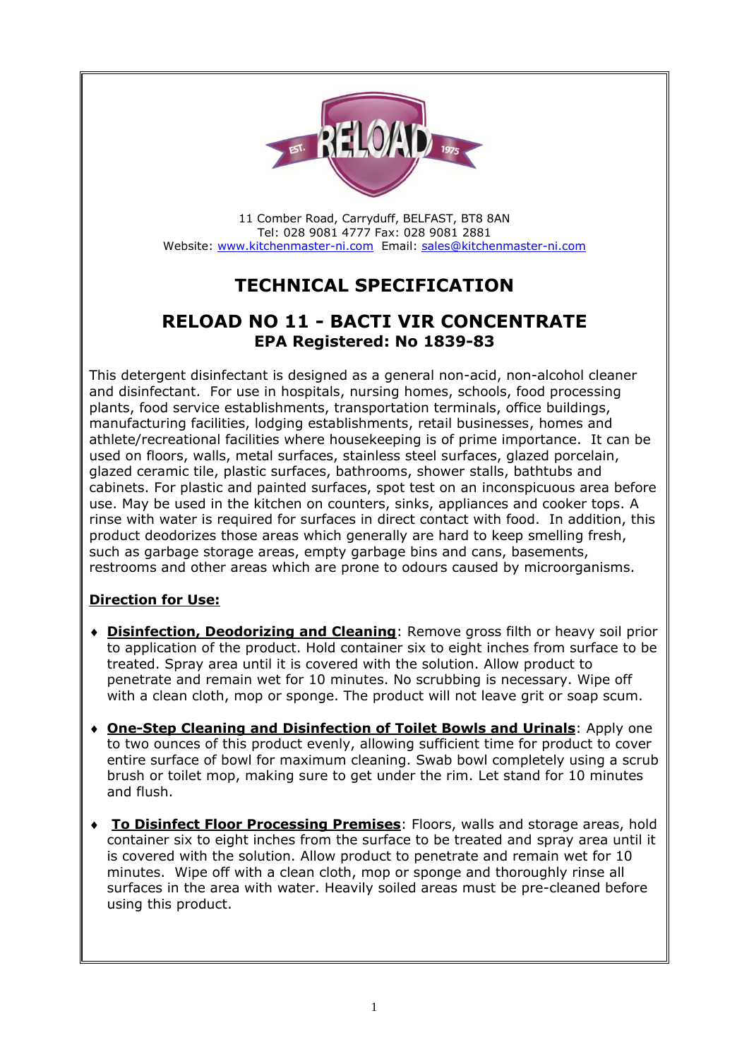11 Comber Road, Carryduff, BELFAST, BT8 8AN
Tel: 028 9081 4777 Fax: 028 9081 2881
Website: www.kitchenmaster-ni.com Email: sales@kitchenmaster-ni.com

# TECHNICAL SPECIFICATION

## RELOAD NO 11 - BACTI VIR CONCENTRATE

**EPA Registered: No 1839-83**

This detergent disinfectant is designed as a general non-acid, non-alcohol cleaner and disinfectant. For use in hospitals, nursing homes, schools, food processing plants, food service establishments, transportation terminals, office buildings, manufacturing facilities, lodging establishments, retail businesses, homes and athlete/recreational facilities where housekeeping is of prime importance. It can be used on floors, walls, metal surfaces, stainless steel surfaces, glazed porcelain, glazed ceramic tile, plastic surfaces, bathrooms, shower stalls, bathtubs and cabinets. For plastic and painted surfaces, spot test on an inconspicuous area before use. May be used in the kitchen on counters, sinks, appliances and cooker tops. A rinse with water is required for surfaces in direct contact with food. In addition, this product deodorizes those areas which generally are hard to keep smelling fresh, such as garbage storage areas, empty garbage bins and cans, basements, restrooms and other areas which are prone to odours caused by microorganisms.

**Direction for Use:**

- **Disinfection, Deodorizing and Cleaning**: Remove gross filth or heavy soil prior to application of the product. Hold container six to eight inches from surface to be treated. Spray area until it is covered with the solution. Allow product to penetrate and remain wet for 10 minutes. No scrubbing is necessary. Wipe off with a clean cloth, mop or sponge. The product will not leave grit or soap scum.

- **One-Step Cleaning and Disinfection of Toilet Bowls and Urinals**: Apply one to two ounces of this product evenly, allowing sufficient time for product to cover entire surface of bowl for maximum cleaning. Swab bowl completely using a scrub brush or toilet mop, making sure to get under the rim. Let stand for 10 minutes and flush.

- **To Disinfect Floor Processing Premises**: Floors, walls and storage areas, hold container six to eight inches from the surface to be treated and spray area until it is covered with the solution. Allow product to penetrate and remain wet for 10 minutes. Wipe off with a clean cloth, mop or sponge and thoroughly rinse all surfaces in the area with water. Heavily soiled areas must be pre-cleaned before using this product.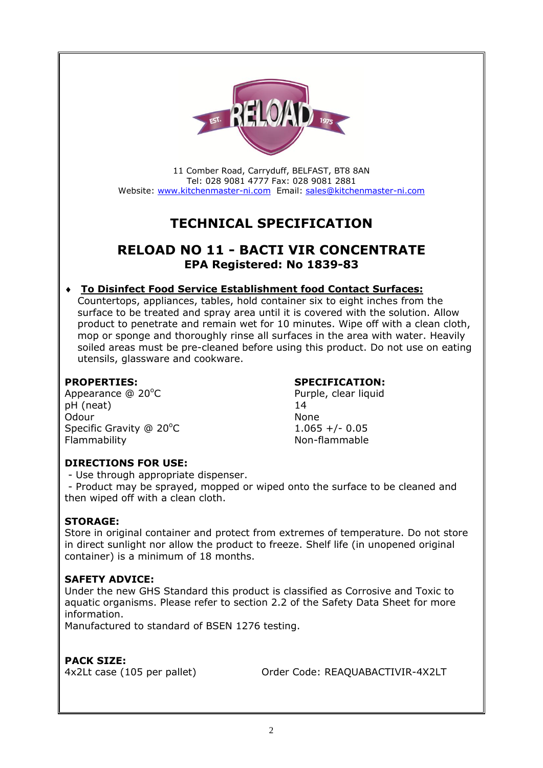11 Comber Road, Carryduff, BELFAST, BT8 8AN
Tel: 028 9081 4777 Fax: 028 9081 2881
Website: www.kitchenmaster-ni.com Email: sales@kitchenmaster-ni.com

# TECHNICAL SPECIFICATION

## RELOAD NO 11 - BACTI VIR CONCENTRATE

**EPA Registered: No 1839-83**

- **To Disinfect Food Service Establishment food Contact Surfaces:**
  Countertops, appliances, tables, hold container six to eight inches from the surface to be treated and spray area until it is covered with the solution. Allow product to penetrate and remain wet for 10 minutes. Wipe off with a clean cloth, mop or sponge and thoroughly rinse all surfaces in the area with water. Heavily soiled areas must be pre-cleaned before using this product. Do not use on eating utensils, glassware and cookware.

| PROPERTIES: | SPECIFICATION: |
|---|---|
| Appearance @ 20°C | Purple, clear liquid |
| pH (neat) | 14 |
| Odour | None |
| Specific Gravity @ 20°C | 1.065 +/- 0.05 |
| Flammability | Non-flammable |

**DIRECTIONS FOR USE:**

- Use through appropriate dispenser.
- Product may be sprayed, mopped or wiped onto the surface to be cleaned and then wiped off with a clean cloth.

**STORAGE:**

Store in original container and protect from extremes of temperature. Do not store in direct sunlight nor allow the product to freeze. Shelf life (in unopened original container) is a minimum of 18 months.

**SAFETY ADVICE:**

Under the new GHS Standard this product is classified as Corrosive and Toxic to aquatic organisms. Please refer to section 2.2 of the Safety Data Sheet for more information.
Manufactured to standard of BSEN 1276 testing.

**PACK SIZE:**

4x2Lt case (105 per pallet) Order Code: REAQUABACTIVIR-4X2LT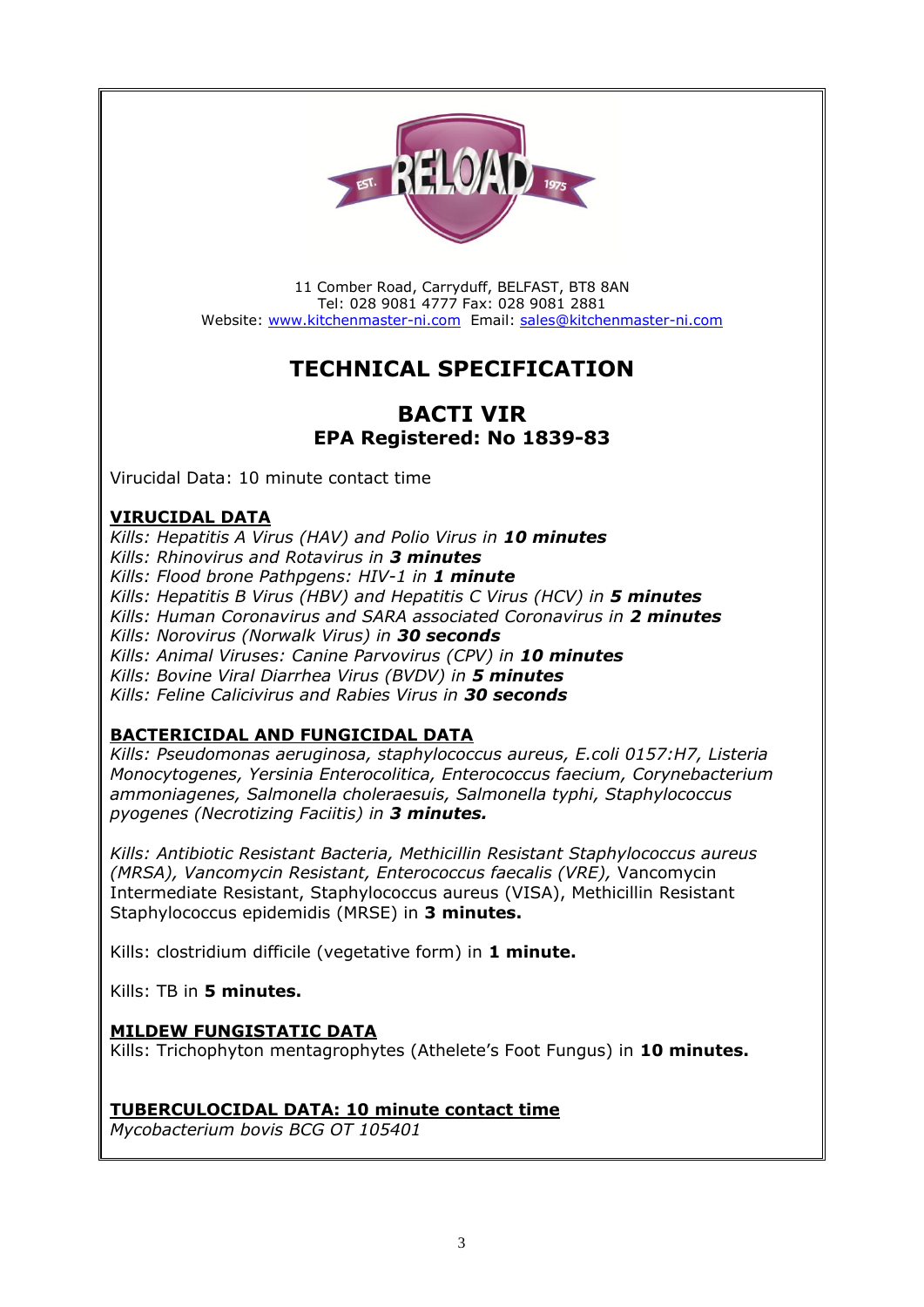11 Comber Road, Carryduff, BELFAST, BT8 8AN
Tel: 028 9081 4777 Fax: 028 9081 2881
Website: www.kitchenmaster-ni.com Email: sales@kitchenmaster-ni.com

# TECHNICAL SPECIFICATION

## BACTI VIR
### EPA Registered: No 1839-83

Virucidal Data: 10 minute contact time

**VIRUCIDAL DATA**

*Kills: Hepatitis A Virus (HAV) and Polio Virus in **10 minutes***
*Kills: Rhinovirus and Rotavirus in **3 minutes***
*Kills: Flood brone Pathpgens: HIV-1 in **1 minute***
*Kills: Hepatitis B Virus (HBV) and Hepatitis C Virus (HCV) in **5 minutes***
*Kills: Human Coronavirus and SARA associated Coronavirus in **2 minutes***
*Kills: Norovirus (Norwalk Virus) in **30 seconds***
*Kills: Animal Viruses: Canine Parvovirus (CPV) in **10 minutes***
*Kills: Bovine Viral Diarrhea Virus (BVDV) in **5 minutes***
*Kills: Feline Calicivirus and Rabies Virus in **30 seconds***

**BACTERICIDAL AND FUNGICIDAL DATA**

*Kills: Pseudomonas aeruginosa, staphylococcus aureus, E.coli 0157:H7, Listeria Monocytogenes, Yersinia Enterocolitica, Enterococcus faecium, Corynebacterium ammoniagenes, Salmonella choleraesuis, Salmonella typhi, Staphylococcus pyogenes (Necrotizing Faciitis) in **3 minutes.***

*Kills: Antibiotic Resistant Bacteria, Methicillin Resistant Staphylococcus aureus (MRSA), Vancomycin Resistant, Enterococcus faecalis (VRE),* Vancomycin Intermediate Resistant, Staphylococcus aureus (VISA), Methicillin Resistant Staphylococcus epidemidis (MRSE) in **3 minutes.**

Kills: clostridium difficile (vegetative form) in **1 minute.**

Kills: TB in **5 minutes.**

**MILDEW FUNGISTATIC DATA**

Kills: Trichophyton mentagrophytes (Athelete's Foot Fungus) in **10 minutes.**

**TUBERCULOCIDAL DATA: 10 minute contact time**

*Mycobacterium bovis BCG OT 105401*